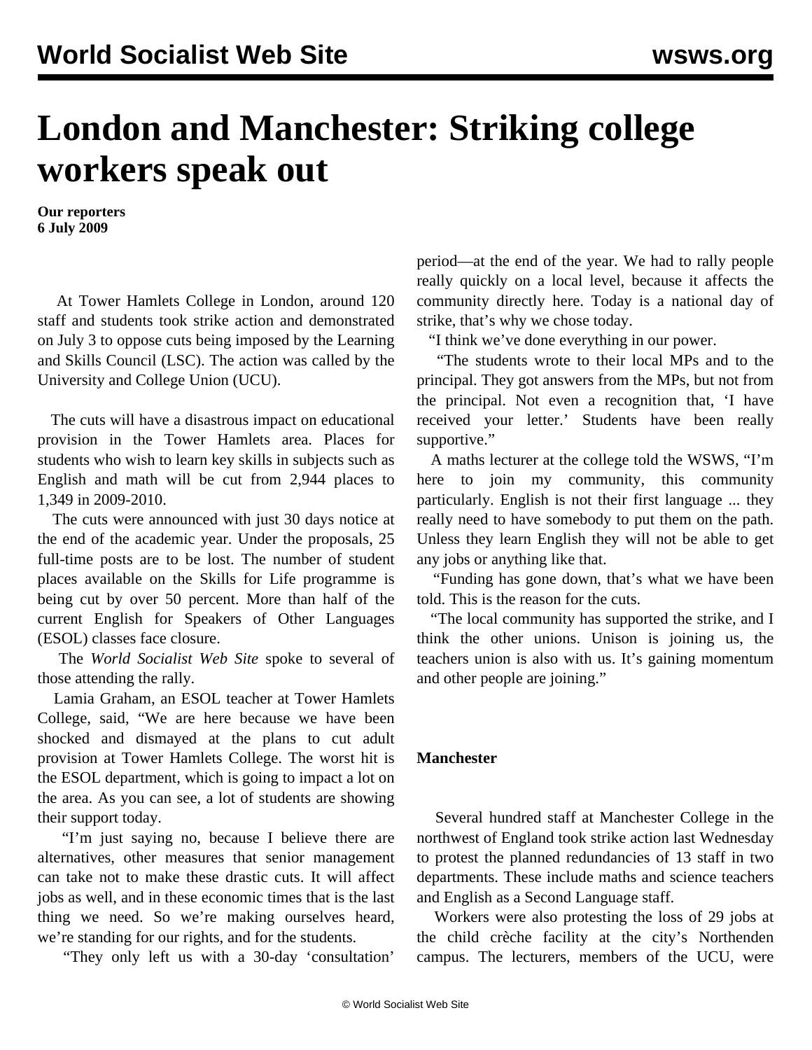# London and Manchester: Striking college workers speak out

**Our reporters**
**6 July 2009**

At Tower Hamlets College in London, around 120 staff and students took strike action and demonstrated on July 3 to oppose cuts being imposed by the Learning and Skills Council (LSC). The action was called by the University and College Union (UCU).

The cuts will have a disastrous impact on educational provision in the Tower Hamlets area. Places for students who wish to learn key skills in subjects such as English and math will be cut from 2,944 places to 1,349 in 2009-2010.

The cuts were announced with just 30 days notice at the end of the academic year. Under the proposals, 25 full-time posts are to be lost. The number of student places available on the Skills for Life programme is being cut by over 50 percent. More than half of the current English for Speakers of Other Languages (ESOL) classes face closure.

The *World Socialist Web Site* spoke to several of those attending the rally.

Lamia Graham, an ESOL teacher at Tower Hamlets College, said, "We are here because we have been shocked and dismayed at the plans to cut adult provision at Tower Hamlets College. The worst hit is the ESOL department, which is going to impact a lot on the area. As you can see, a lot of students are showing their support today.

"I'm just saying no, because I believe there are alternatives, other measures that senior management can take not to make these drastic cuts. It will affect jobs as well, and in these economic times that is the last thing we need. So we're making ourselves heard, we're standing for our rights, and for the students.

"They only left us with a 30-day 'consultation' period—at the end of the year. We had to rally people really quickly on a local level, because it affects the community directly here. Today is a national day of strike, that's why we chose today.

"I think we've done everything in our power.

"The students wrote to their local MPs and to the principal. They got answers from the MPs, but not from the principal. Not even a recognition that, 'I have received your letter.' Students have been really supportive."

A maths lecturer at the college told the WSWS, "I'm here to join my community, this community particularly. English is not their first language ... they really need to have somebody to put them on the path. Unless they learn English they will not be able to get any jobs or anything like that.

"Funding has gone down, that's what we have been told. This is the reason for the cuts.

"The local community has supported the strike, and I think the other unions. Unison is joining us, the teachers union is also with us. It's gaining momentum and other people are joining."

**Manchester**

Several hundred staff at Manchester College in the northwest of England took strike action last Wednesday to protest the planned redundancies of 13 staff in two departments. These include maths and science teachers and English as a Second Language staff.

Workers were also protesting the loss of 29 jobs at the child crèche facility at the city's Northenden campus. The lecturers, members of the UCU, were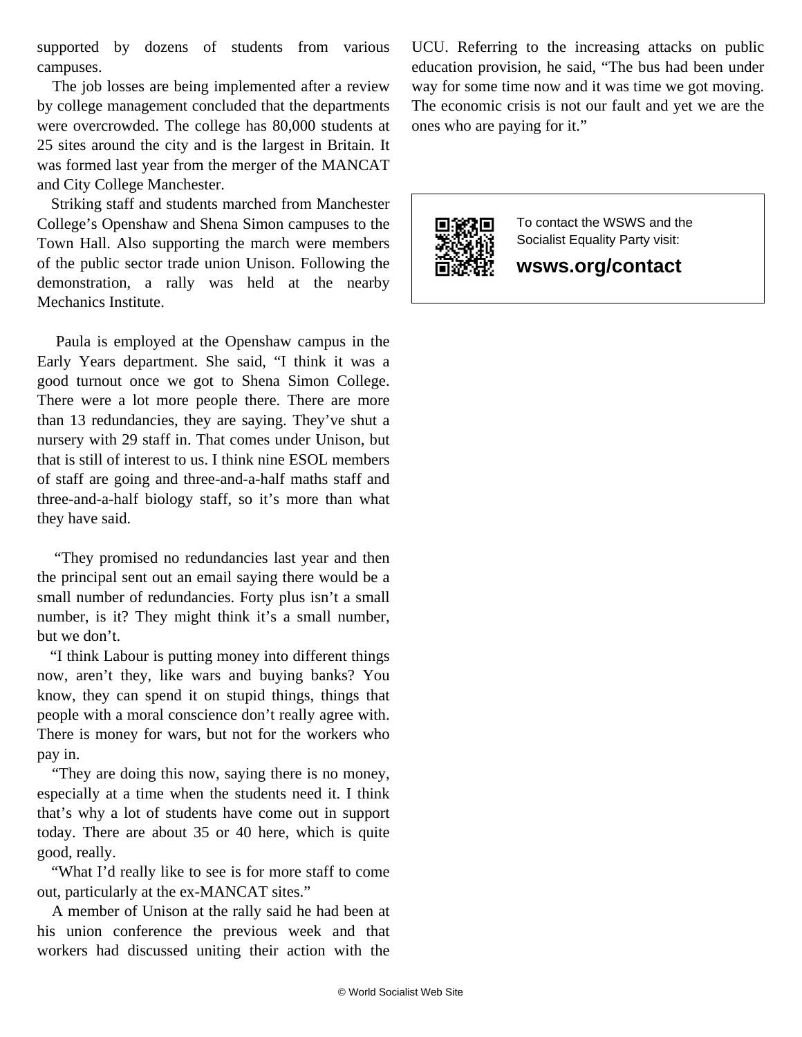supported by dozens of students from various campuses.

The job losses are being implemented after a review by college management concluded that the departments were overcrowded. The college has 80,000 students at 25 sites around the city and is the largest in Britain. It was formed last year from the merger of the MANCAT and City College Manchester.

Striking staff and students marched from Manchester College's Openshaw and Shena Simon campuses to the Town Hall. Also supporting the march were members of the public sector trade union Unison. Following the demonstration, a rally was held at the nearby Mechanics Institute.

Paula is employed at the Openshaw campus in the Early Years department. She said, "I think it was a good turnout once we got to Shena Simon College. There were a lot more people there. There are more than 13 redundancies, they are saying. They've shut a nursery with 29 staff in. That comes under Unison, but that is still of interest to us. I think nine ESOL members of staff are going and three-and-a-half maths staff and three-and-a-half biology staff, so it's more than what they have said.

"They promised no redundancies last year and then the principal sent out an email saying there would be a small number of redundancies. Forty plus isn't a small number, is it? They might think it's a small number, but we don't.

"I think Labour is putting money into different things now, aren't they, like wars and buying banks? You know, they can spend it on stupid things, things that people with a moral conscience don't really agree with. There is money for wars, but not for the workers who pay in.

"They are doing this now, saying there is no money, especially at a time when the students need it. I think that's why a lot of students have come out in support today. There are about 35 or 40 here, which is quite good, really.

"What I'd really like to see is for more staff to come out, particularly at the ex-MANCAT sites."

A member of Unison at the rally said he had been at his union conference the previous week and that workers had discussed uniting their action with the UCU. Referring to the increasing attacks on public education provision, he said, "The bus had been under way for some time now and it was time we got moving. The economic crisis is not our fault and yet we are the ones who are paying for it."

To contact the WSWS and the Socialist Equality Party visit:

**wsws.org/contact**